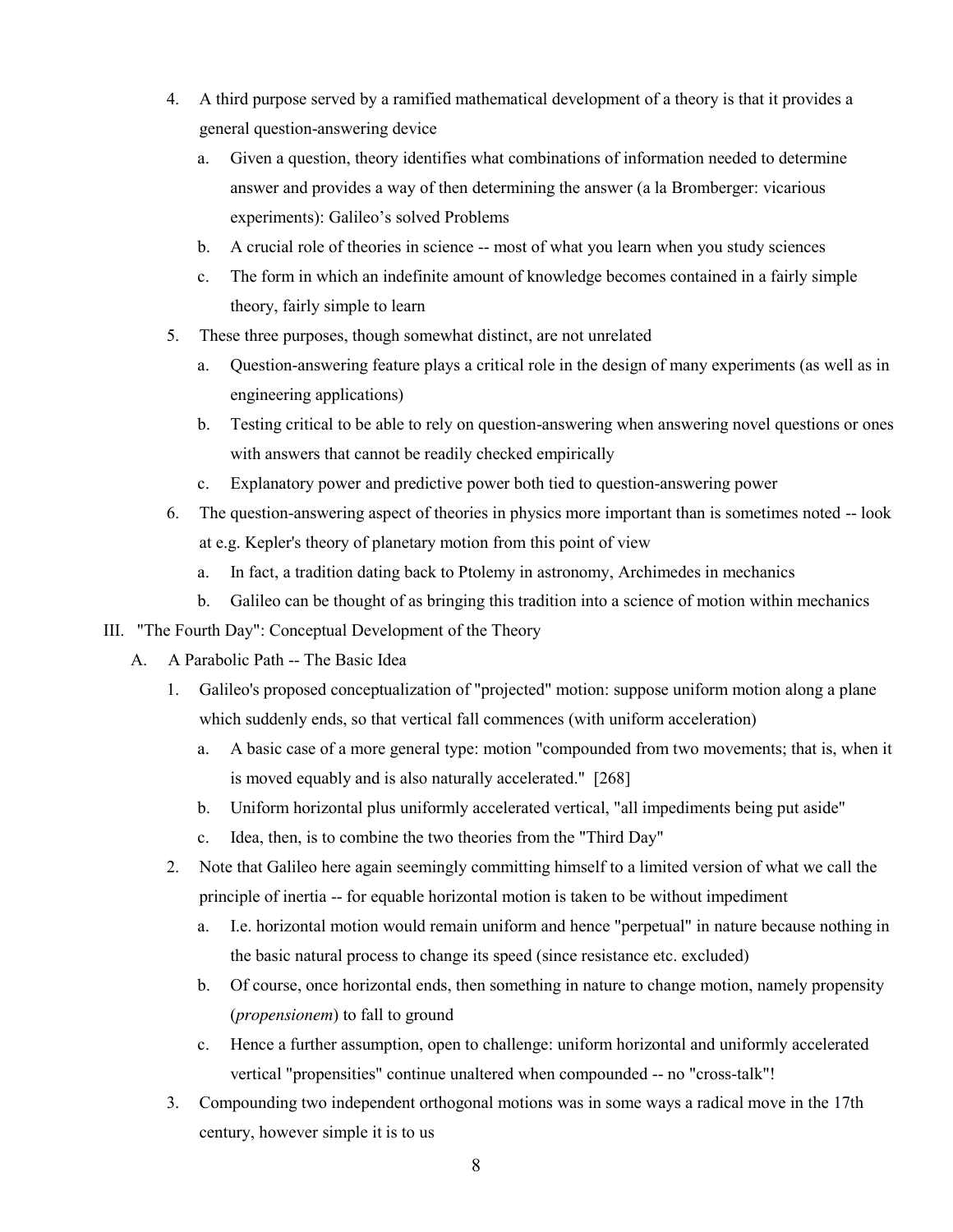4. A third purpose served by a ramified mathematical development of a theory is that it provides a general question-answering device
    a. Given a question, theory identifies what combinations of information needed to determine answer and provides a way of then determining the answer (a la Bromberger: vicarious experiments): Galileo's solved Problems
    b. A crucial role of theories in science -- most of what you learn when you study sciences
    c. The form in which an indefinite amount of knowledge becomes contained in a fairly simple theory, fairly simple to learn
5. These three purposes, though somewhat distinct, are not unrelated
    a. Question-answering feature plays a critical role in the design of many experiments (as well as in engineering applications)
    b. Testing critical to be able to rely on question-answering when answering novel questions or ones with answers that cannot be readily checked empirically
    c. Explanatory power and predictive power both tied to question-answering power
6. The question-answering aspect of theories in physics more important than is sometimes noted -- look at e.g. Kepler's theory of planetary motion from this point of view
    a. In fact, a tradition dating back to Ptolemy in astronomy, Archimedes in mechanics
    b. Galileo can be thought of as bringing this tradition into a science of motion within mechanics

III. "The Fourth Day": Conceptual Development of the Theory

A. A Parabolic Path -- The Basic Idea

1. Galileo's proposed conceptualization of "projected" motion: suppose uniform motion along a plane which suddenly ends, so that vertical fall commences (with uniform acceleration)
    a. A basic case of a more general type: motion "compounded from two movements; that is, when it is moved equably and is also naturally accelerated." [268]
    b. Uniform horizontal plus uniformly accelerated vertical, "all impediments being put aside"
    c. Idea, then, is to combine the two theories from the "Third Day"
2. Note that Galileo here again seemingly committing himself to a limited version of what we call the principle of inertia -- for equable horizontal motion is taken to be without impediment
    a. I.e. horizontal motion would remain uniform and hence "perpetual" in nature because nothing in the basic natural process to change its speed (since resistance etc. excluded)
    b. Of course, once horizontal ends, then something in nature to change motion, namely propensity (*propensionem*) to fall to ground
    c. Hence a further assumption, open to challenge: uniform horizontal and uniformly accelerated vertical "propensities" continue unaltered when compounded -- no "cross-talk"!
3. Compounding two independent orthogonal motions was in some ways a radical move in the 17th century, however simple it is to us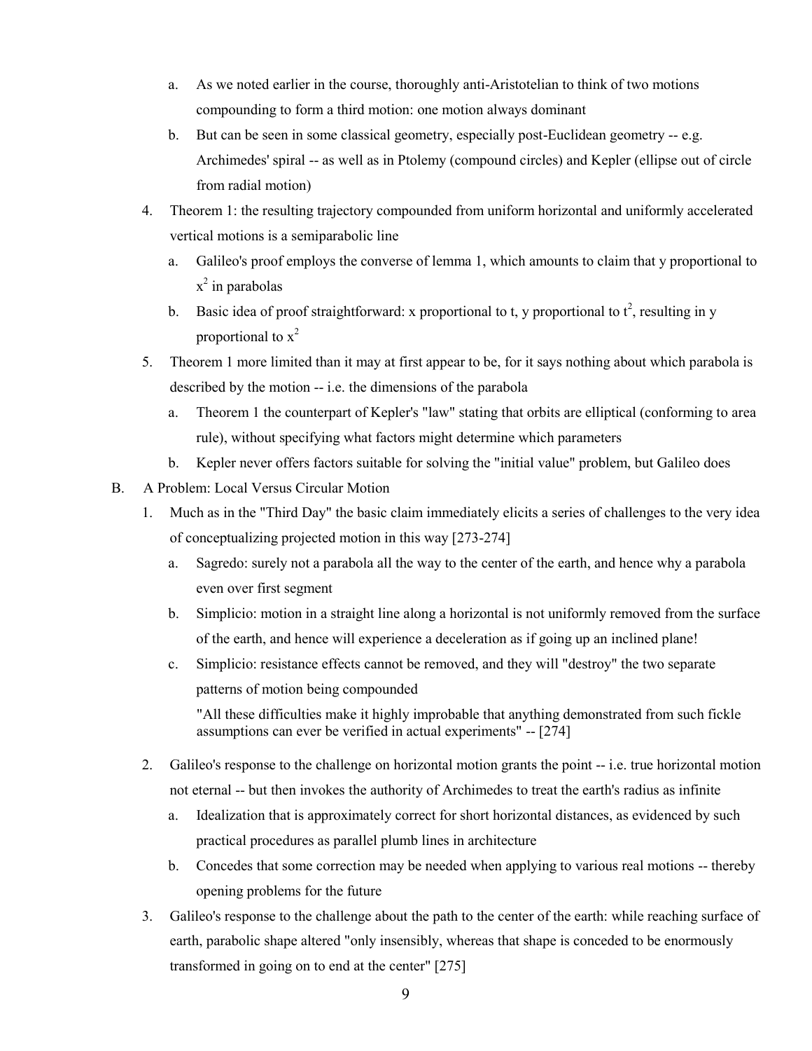a. As we noted earlier in the course, thoroughly anti-Aristotelian to think of two motions compounding to form a third motion: one motion always dominant
   b. But can be seen in some classical geometry, especially post-Euclidean geometry -- e.g. Archimedes' spiral -- as well as in Ptolemy (compound circles) and Kepler (ellipse out of circle from radial motion)
4. Theorem 1: the resulting trajectory compounded from uniform horizontal and uniformly accelerated vertical motions is a semiparabolic line
   a. Galileo's proof employs the converse of lemma 1, which amounts to claim that y proportional to $x^2$ in parabolas
   b. Basic idea of proof straightforward: x proportional to t, y proportional to $t^2$, resulting in y proportional to $x^2$
5. Theorem 1 more limited than it may at first appear to be, for it says nothing about which parabola is described by the motion -- i.e. the dimensions of the parabola
   a. Theorem 1 the counterpart of Kepler's "law" stating that orbits are elliptical (conforming to area rule), without specifying what factors might determine which parameters
   b. Kepler never offers factors suitable for solving the "initial value" problem, but Galileo does

B. A Problem: Local Versus Circular Motion

1. Much as in the "Third Day" the basic claim immediately elicits a series of challenges to the very idea of conceptualizing projected motion in this way [273-274]
   a. Sagredo: surely not a parabola all the way to the center of the earth, and hence why a parabola even over first segment
   b. Simplicio: motion in a straight line along a horizontal is not uniformly removed from the surface of the earth, and hence will experience a deceleration as if going up an inclined plane!
   c. Simplicio: resistance effects cannot be removed, and they will "destroy" the two separate patterns of motion being compounded

      "All these difficulties make it highly improbable that anything demonstrated from such fickle assumptions can ever be verified in actual experiments" -- [274]
2. Galileo's response to the challenge on horizontal motion grants the point -- i.e. true horizontal motion not eternal -- but then invokes the authority of Archimedes to treat the earth's radius as infinite
   a. Idealization that is approximately correct for short horizontal distances, as evidenced by such practical procedures as parallel plumb lines in architecture
   b. Concedes that some correction may be needed when applying to various real motions -- thereby opening problems for the future
3. Galileo's response to the challenge about the path to the center of the earth: while reaching surface of earth, parabolic shape altered "only insensibly, whereas that shape is conceded to be enormously transformed in going on to end at the center" [275]